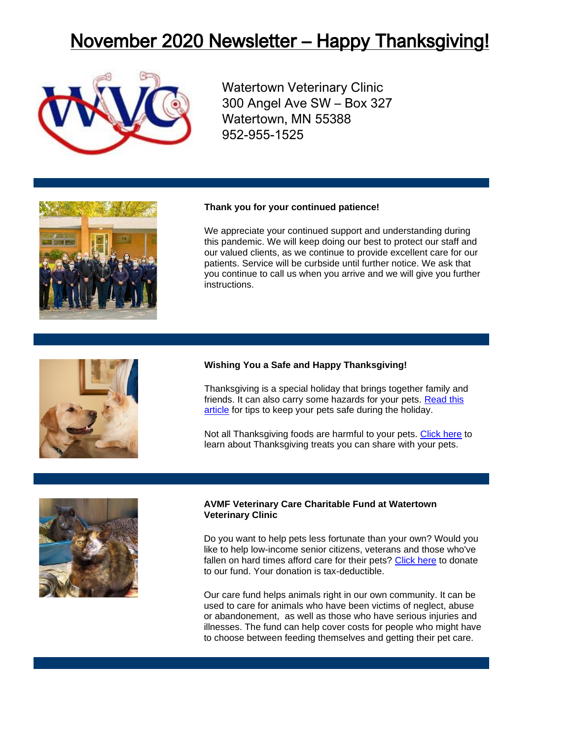# November 2020 Newsletter – Happy Thanksgiving!

Watertown Veterinary Clinic
300 Angel Ave SW – Box 327
Watertown, MN 55388
952-955-1525

**Thank you for your continued patience!**

We appreciate your continued support and understanding during this pandemic. We will keep doing our best to protect our staff and our valued clients, as we continue to provide excellent care for our patients. Service will be curbside until further notice. We ask that you continue to call us when you arrive and we will give you further instructions.

**Wishing You a Safe and Happy Thanksgiving!**

Thanksgiving is a special holiday that brings together family and friends. It can also carry some hazards for your pets. Read this article for tips to keep your pets safe during the holiday.

Not all Thanksgiving foods are harmful to your pets. Click here to learn about Thanksgiving treats you can share with your pets.

**AVMF Veterinary Care Charitable Fund at Watertown Veterinary Clinic**

Do you want to help pets less fortunate than your own? Would you like to help low-income senior citizens, veterans and those who've fallen on hard times afford care for their pets? Click here to donate to our fund. Your donation is tax-deductible.

Our care fund helps animals right in our own community. It can be used to care for animals who have been victims of neglect, abuse or abandonement, as well as those who have serious injuries and illnesses. The fund can help cover costs for people who might have to choose between feeding themselves and getting their pet care.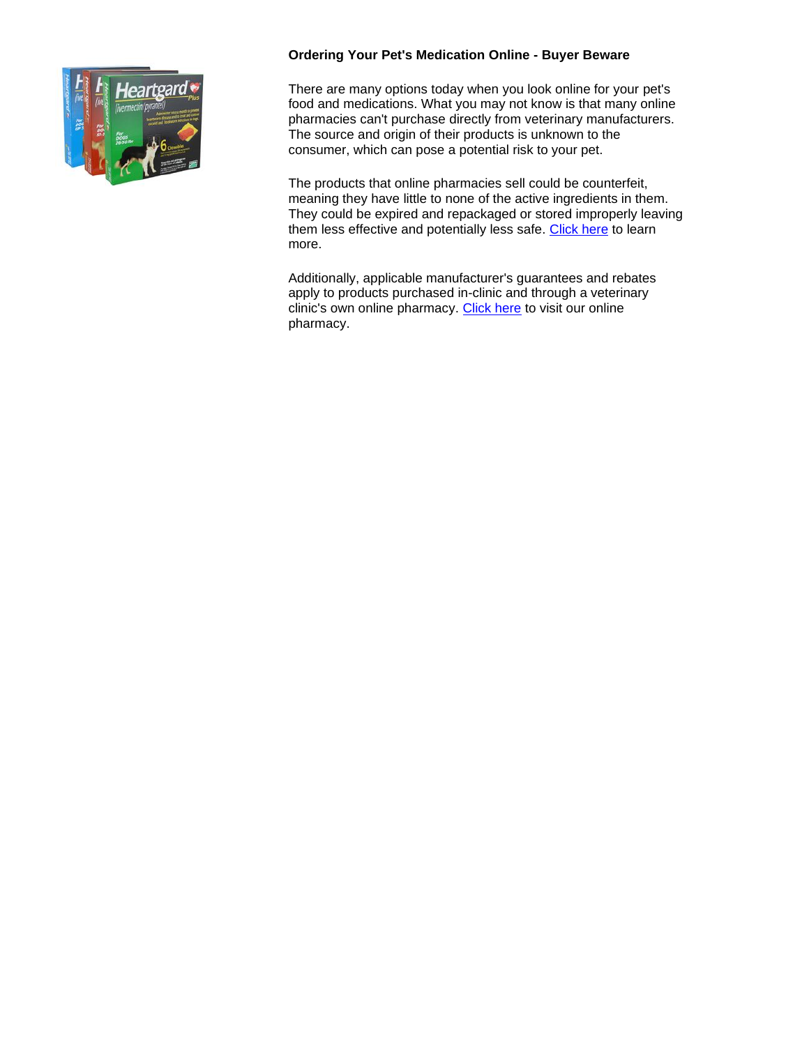**Ordering Your Pet's Medication Online - Buyer Beware**

There are many options today when you look online for your pet's food and medications. What you may not know is that many online pharmacies can't purchase directly from veterinary manufacturers. The source and origin of their products is unknown to the consumer, which can pose a potential risk to your pet.

The products that online pharmacies sell could be counterfeit, meaning they have little to none of the active ingredients in them. They could be expired and repackaged or stored improperly leaving them less effective and potentially less safe. Click here to learn more.

Additionally, applicable manufacturer's guarantees and rebates apply to products purchased in-clinic and through a veterinary clinic's own online pharmacy. Click here to visit our online pharmacy.